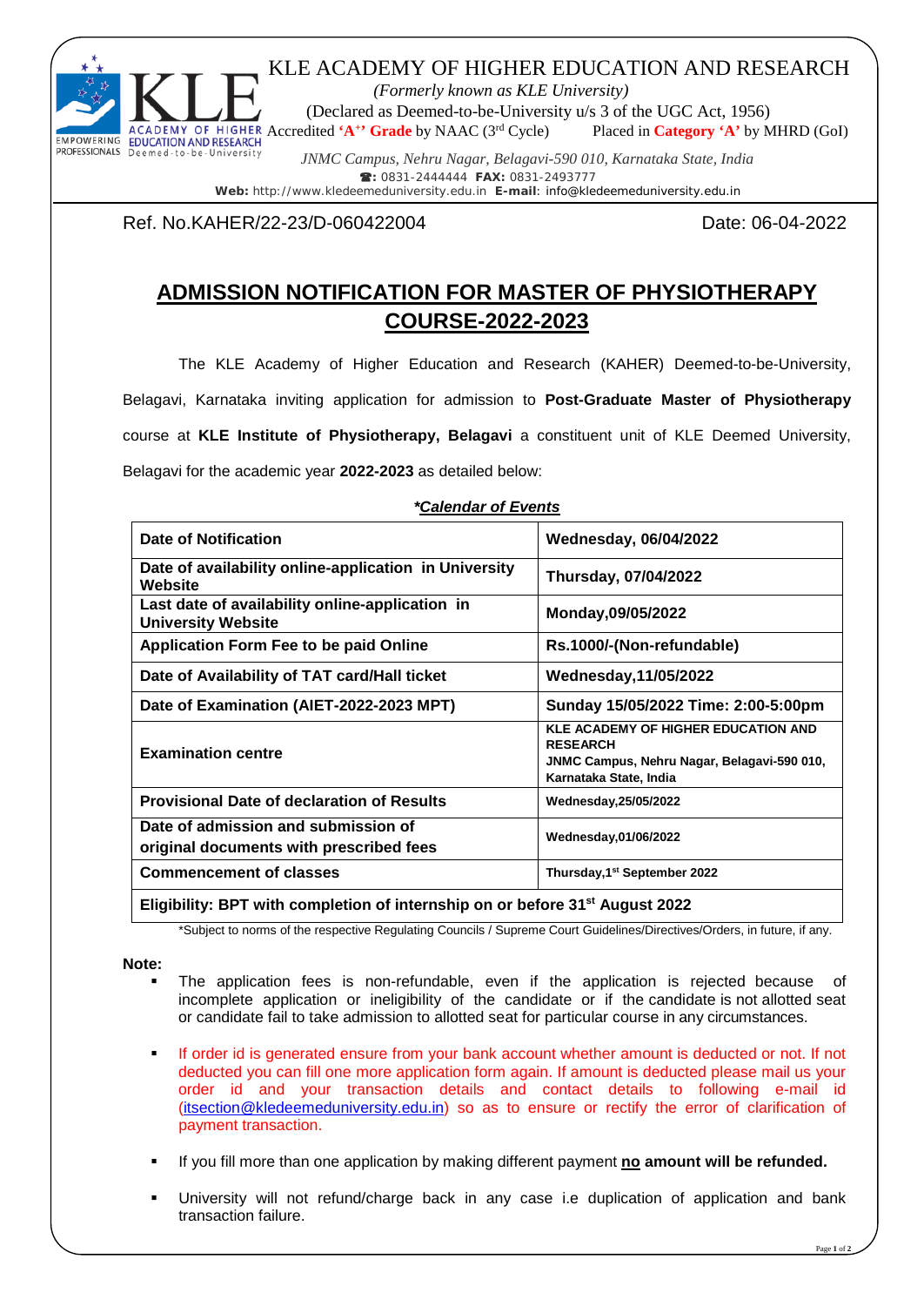# KLE ACADEMY OF HIGHER EDUCATION AND RESEARCH

*(Formerly known as KLE University)*

(Declared as Deemed-to-be-University u/s 3 of the UGC Act, 1956)

Accredited **'A+' Grade** by NAAC (3rd Cycle) Placed in **Category 'A'** by MHRD (GoI)

*JNMC Campus, Nehru Nagar, Belagavi-590 010, Karnataka State, India*

☎: 0831-2444444 **FAX:** 0831-2493777

**Web:** http://www.kledeemeduniversity.edu.in **E-mail**: info@kledeemeduniversity.edu.in

Ref. No.KAHER/22-23/D-060422004 Date: 06-04-2022

## ADMISSION NOTIFICATION FOR MASTER OF PHYSIOTHERAPY COURSE-2022-2023

The KLE Academy of Higher Education and Research (KAHER) Deemed-to-be-University, Belagavi, Karnataka inviting application for admission to **Post-Graduate Master of Physiotherapy** course at **KLE Institute of Physiotherapy, Belagavi** a constituent unit of KLE Deemed University, Belagavi for the academic year **2022-2023** as detailed below:

***Calendar of Events***

| | |
|---|---|
| **Date of Notification** | **Wednesday, 06/04/2022** |
| **Date of availability online-application in University Website** | **Thursday, 07/04/2022** |
| **Last date of availability online-application in University Website** | **Monday,09/05/2022** |
| **Application Form Fee to be paid Online** | **Rs.1000/-(Non-refundable)** |
| **Date of Availability of TAT card/Hall ticket** | **Wednesday,11/05/2022** |
| **Date of Examination (AIET-2022-2023 MPT)** | **Sunday 15/05/2022 Time: 2:00-5:00pm** |
| **Examination centre** | **KLE ACADEMY OF HIGHER EDUCATION AND RESEARCH JNMC Campus, Nehru Nagar, Belagavi-590 010, Karnataka State, India** |
| **Provisional Date of declaration of Results** | **Wednesday,25/05/2022** |
| **Date of admission and submission of original documents with prescribed fees** | **Wednesday,01/06/2022** |
| **Commencement of classes** | **Thursday,1st September 2022** |
| **Eligibility: BPT with completion of internship on or before 31st August 2022** | |

*Subject to norms of the respective Regulating Councils / Supreme Court Guidelines/Directives/Orders, in future, if any.

**Note:**

- The application fees is non-refundable, even if the application is rejected because of incomplete application or ineligibility of the candidate or if the candidate is not allotted seat or candidate fail to take admission to allotted seat for particular course in any circumstances.
- If order id is generated ensure from your bank account whether amount is deducted or not. If not deducted you can fill one more application form again. If amount is deducted please mail us your order id and your transaction details and contact details to following e-mail id (itsection@kledeemeduniversity.edu.in) so as to ensure or rectify the error of clarification of payment transaction.
- If you fill more than one application by making different payment **no amount will be refunded.**
- University will not refund/charge back in any case i.e duplication of application and bank transaction failure.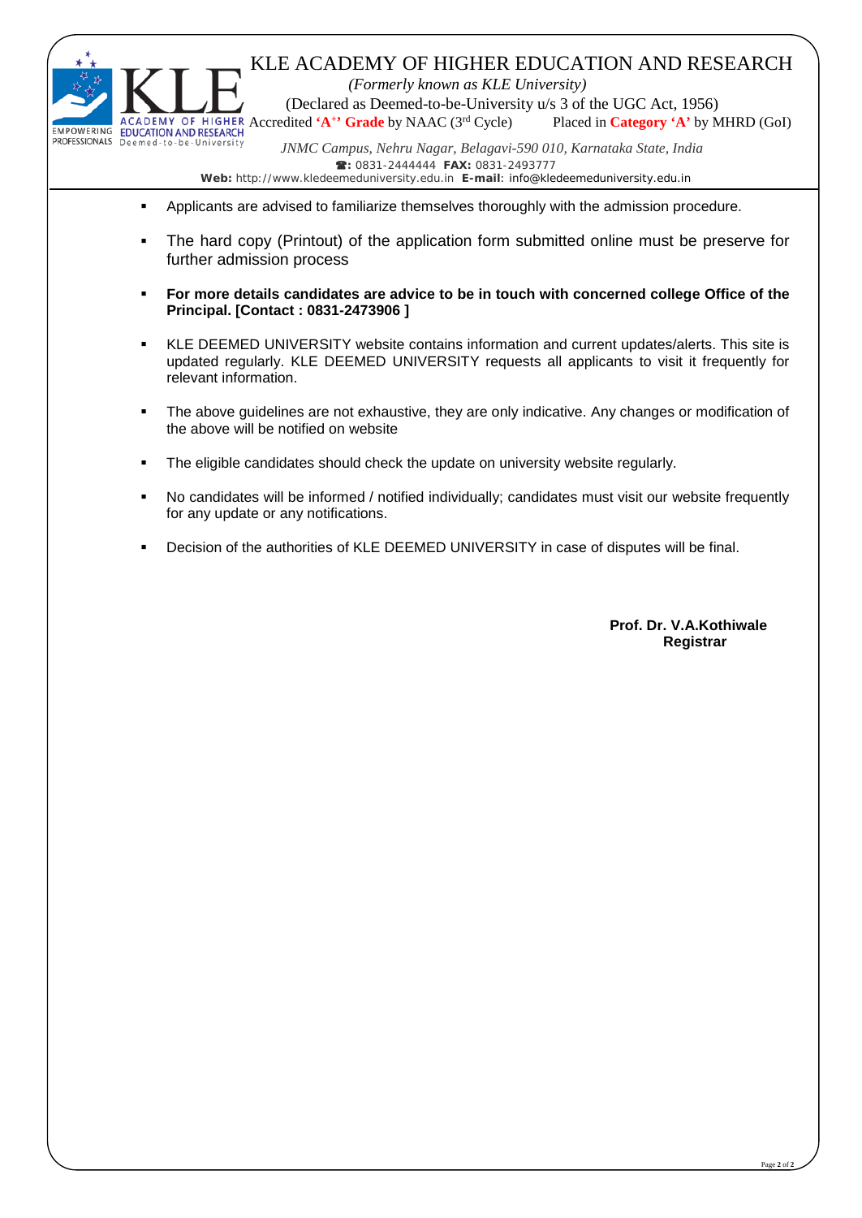# KLE ACADEMY OF HIGHER EDUCATION AND RESEARCH

*(Formerly known as KLE University)*

(Declared as Deemed-to-be-University u/s 3 of the UGC Act, 1956)

Accredited **'A+' Grade** by NAAC (3rd Cycle) Placed in **Category 'A'** by MHRD (GoI)

*JNMC Campus, Nehru Nagar, Belagavi-590 010, Karnataka State, India*

☎: 0831-2444444 **FAX:** 0831-2493777

**Web:** http://www.kledeemeduniversity.edu.in **E-mail**: info@kledeemeduniversity.edu.in

- Applicants are advised to familiarize themselves thoroughly with the admission procedure.
- The hard copy (Printout) of the application form submitted online must be preserve for further admission process
- **For more details candidates are advice to be in touch with concerned college Office of the Principal. [Contact : 0831-2473906 ]**
- KLE DEEMED UNIVERSITY website contains information and current updates/alerts. This site is updated regularly. KLE DEEMED UNIVERSITY requests all applicants to visit it frequently for relevant information.
- The above guidelines are not exhaustive, they are only indicative. Any changes or modification of the above will be notified on website
- The eligible candidates should check the update on university website regularly.
- No candidates will be informed / notified individually; candidates must visit our website frequently for any update or any notifications.
- Decision of the authorities of KLE DEEMED UNIVERSITY in case of disputes will be final.

**Prof. Dr. V.A.Kothiwale**
**Registrar**